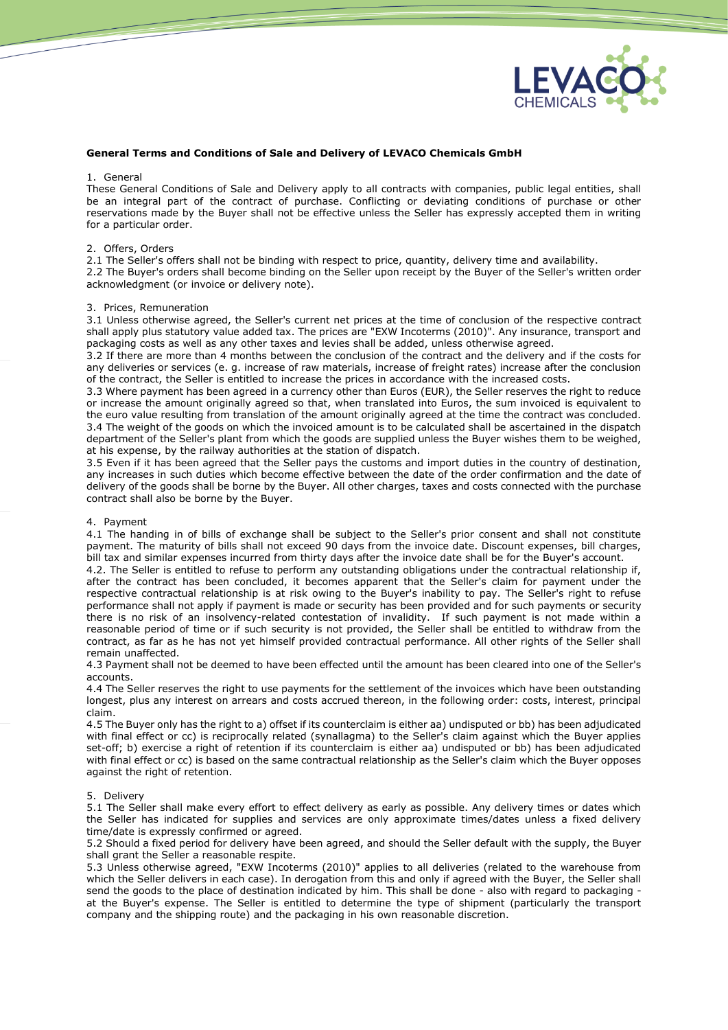## General Terms and Conditions of Sale and Delivery of LEVACO Chemicals GmbH

### 1. General

These General Conditions of Sale and Delivery apply to all contracts with companies, public legal entities, shall be an integral part of the contract of purchase. Conflicting or deviating conditions of purchase or other reservations made by the Buyer shall not be effective unless the Seller has expressly accepted them in writing for a particular order.

### 2. Offers, Orders

2.1 The Seller's offers shall not be binding with respect to price, quantity, delivery time and availability.

2.2 The Buyer's orders shall become binding on the Seller upon receipt by the Buyer of the Seller's written order acknowledgment (or invoice or delivery note).

### 3. Prices, Remuneration

3.1 Unless otherwise agreed, the Seller's current net prices at the time of conclusion of the respective contract shall apply plus statutory value added tax. The prices are "EXW Incoterms (2010)". Any insurance, transport and packaging costs as well as any other taxes and levies shall be added, unless otherwise agreed.

3.2 If there are more than 4 months between the conclusion of the contract and the delivery and if the costs for any deliveries or services (e. g. increase of raw materials, increase of freight rates) increase after the conclusion of the contract, the Seller is entitled to increase the prices in accordance with the increased costs.

3.3 Where payment has been agreed in a currency other than Euros (EUR), the Seller reserves the right to reduce or increase the amount originally agreed so that, when translated into Euros, the sum invoiced is equivalent to the euro value resulting from translation of the amount originally agreed at the time the contract was concluded.

3.4 The weight of the goods on which the invoiced amount is to be calculated shall be ascertained in the dispatch department of the Seller's plant from which the goods are supplied unless the Buyer wishes them to be weighed, at his expense, by the railway authorities at the station of dispatch.

3.5 Even if it has been agreed that the Seller pays the customs and import duties in the country of destination, any increases in such duties which become effective between the date of the order confirmation and the date of delivery of the goods shall be borne by the Buyer. All other charges, taxes and costs connected with the purchase contract shall also be borne by the Buyer.

### 4. Payment

4.1 The handing in of bills of exchange shall be subject to the Seller's prior consent and shall not constitute payment. The maturity of bills shall not exceed 90 days from the invoice date. Discount expenses, bill charges, bill tax and similar expenses incurred from thirty days after the invoice date shall be for the Buyer's account.

4.2. The Seller is entitled to refuse to perform any outstanding obligations under the contractual relationship if, after the contract has been concluded, it becomes apparent that the Seller's claim for payment under the respective contractual relationship is at risk owing to the Buyer's inability to pay. The Seller's right to refuse performance shall not apply if payment is made or security has been provided and for such payments or security there is no risk of an insolvency-related contestation of invalidity. If such payment is not made within a reasonable period of time or if such security is not provided, the Seller shall be entitled to withdraw from the contract, as far as he has not yet himself provided contractual performance. All other rights of the Seller shall remain unaffected.

4.3 Payment shall not be deemed to have been effected until the amount has been cleared into one of the Seller's accounts.

4.4 The Seller reserves the right to use payments for the settlement of the invoices which have been outstanding longest, plus any interest on arrears and costs accrued thereon, in the following order: costs, interest, principal claim.

4.5 The Buyer only has the right to a) offset if its counterclaim is either aa) undisputed or bb) has been adjudicated with final effect or cc) is reciprocally related (synallagma) to the Seller's claim against which the Buyer applies set-off; b) exercise a right of retention if its counterclaim is either aa) undisputed or bb) has been adjudicated with final effect or cc) is based on the same contractual relationship as the Seller's claim which the Buyer opposes against the right of retention.

### 5. Delivery

5.1 The Seller shall make every effort to effect delivery as early as possible. Any delivery times or dates which the Seller has indicated for supplies and services are only approximate times/dates unless a fixed delivery time/date is expressly confirmed or agreed.

5.2 Should a fixed period for delivery have been agreed, and should the Seller default with the supply, the Buyer shall grant the Seller a reasonable respite.

5.3 Unless otherwise agreed, "EXW Incoterms (2010)" applies to all deliveries (related to the warehouse from which the Seller delivers in each case). In derogation from this and only if agreed with the Buyer, the Seller shall send the goods to the place of destination indicated by him. This shall be done - also with regard to packaging - at the Buyer's expense. The Seller is entitled to determine the type of shipment (particularly the transport company and the shipping route) and the packaging in his own reasonable discretion.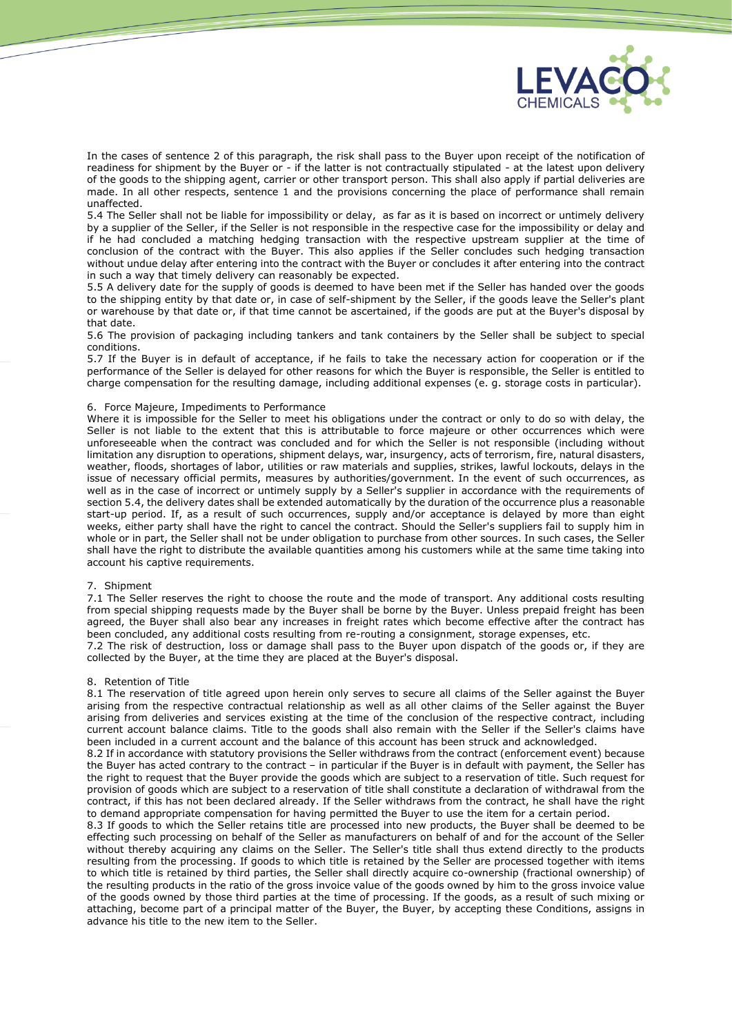In the cases of sentence 2 of this paragraph, the risk shall pass to the Buyer upon receipt of the notification of readiness for shipment by the Buyer or - if the latter is not contractually stipulated - at the latest upon delivery of the goods to the shipping agent, carrier or other transport person. This shall also apply if partial deliveries are made. In all other respects, sentence 1 and the provisions concerning the place of performance shall remain unaffected.

5.4 The Seller shall not be liable for impossibility or delay, as far as it is based on incorrect or untimely delivery by a supplier of the Seller, if the Seller is not responsible in the respective case for the impossibility or delay and if he had concluded a matching hedging transaction with the respective upstream supplier at the time of conclusion of the contract with the Buyer. This also applies if the Seller concludes such hedging transaction without undue delay after entering into the contract with the Buyer or concludes it after entering into the contract in such a way that timely delivery can reasonably be expected.

5.5 A delivery date for the supply of goods is deemed to have been met if the Seller has handed over the goods to the shipping entity by that date or, in case of self-shipment by the Seller, if the goods leave the Seller's plant or warehouse by that date or, if that time cannot be ascertained, if the goods are put at the Buyer's disposal by that date.

5.6 The provision of packaging including tankers and tank containers by the Seller shall be subject to special conditions.

5.7 If the Buyer is in default of acceptance, if he fails to take the necessary action for cooperation or if the performance of the Seller is delayed for other reasons for which the Buyer is responsible, the Seller is entitled to charge compensation for the resulting damage, including additional expenses (e. g. storage costs in particular).

## 6. Force Majeure, Impediments to Performance

Where it is impossible for the Seller to meet his obligations under the contract or only to do so with delay, the Seller is not liable to the extent that this is attributable to force majeure or other occurrences which were unforeseeable when the contract was concluded and for which the Seller is not responsible (including without limitation any disruption to operations, shipment delays, war, insurgency, acts of terrorism, fire, natural disasters, weather, floods, shortages of labor, utilities or raw materials and supplies, strikes, lawful lockouts, delays in the issue of necessary official permits, measures by authorities/government. In the event of such occurrences, as well as in the case of incorrect or untimely supply by a Seller's supplier in accordance with the requirements of section 5.4, the delivery dates shall be extended automatically by the duration of the occurrence plus a reasonable start-up period. If, as a result of such occurrences, supply and/or acceptance is delayed by more than eight weeks, either party shall have the right to cancel the contract. Should the Seller's suppliers fail to supply him in whole or in part, the Seller shall not be under obligation to purchase from other sources. In such cases, the Seller shall have the right to distribute the available quantities among his customers while at the same time taking into account his captive requirements.

## 7. Shipment

7.1 The Seller reserves the right to choose the route and the mode of transport. Any additional costs resulting from special shipping requests made by the Buyer shall be borne by the Buyer. Unless prepaid freight has been agreed, the Buyer shall also bear any increases in freight rates which become effective after the contract has been concluded, any additional costs resulting from re-routing a consignment, storage expenses, etc.

7.2 The risk of destruction, loss or damage shall pass to the Buyer upon dispatch of the goods or, if they are collected by the Buyer, at the time they are placed at the Buyer's disposal.

## 8. Retention of Title

8.1 The reservation of title agreed upon herein only serves to secure all claims of the Seller against the Buyer arising from the respective contractual relationship as well as all other claims of the Seller against the Buyer arising from deliveries and services existing at the time of the conclusion of the respective contract, including current account balance claims. Title to the goods shall also remain with the Seller if the Seller's claims have been included in a current account and the balance of this account has been struck and acknowledged.

8.2 If in accordance with statutory provisions the Seller withdraws from the contract (enforcement event) because the Buyer has acted contrary to the contract – in particular if the Buyer is in default with payment, the Seller has the right to request that the Buyer provide the goods which are subject to a reservation of title. Such request for provision of goods which are subject to a reservation of title shall constitute a declaration of withdrawal from the contract, if this has not been declared already. If the Seller withdraws from the contract, he shall have the right to demand appropriate compensation for having permitted the Buyer to use the item for a certain period.

8.3 If goods to which the Seller retains title are processed into new products, the Buyer shall be deemed to be effecting such processing on behalf of the Seller as manufacturers on behalf of and for the account of the Seller without thereby acquiring any claims on the Seller. The Seller's title shall thus extend directly to the products resulting from the processing. If goods to which title is retained by the Seller are processed together with items to which title is retained by third parties, the Seller shall directly acquire co-ownership (fractional ownership) of the resulting products in the ratio of the gross invoice value of the goods owned by him to the gross invoice value of the goods owned by those third parties at the time of processing. If the goods, as a result of such mixing or attaching, become part of a principal matter of the Buyer, the Buyer, by accepting these Conditions, assigns in advance his title to the new item to the Seller.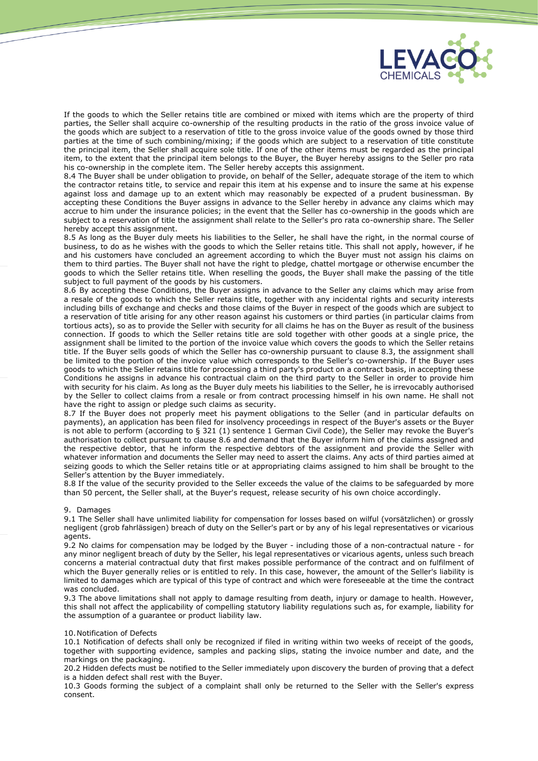If the goods to which the Seller retains title are combined or mixed with items which are the property of third parties, the Seller shall acquire co-ownership of the resulting products in the ratio of the gross invoice value of the goods which are subject to a reservation of title to the gross invoice value of the goods owned by those third parties at the time of such combining/mixing; if the goods which are subject to a reservation of title constitute the principal item, the Seller shall acquire sole title. If one of the other items must be regarded as the principal item, to the extent that the principal item belongs to the Buyer, the Buyer hereby assigns to the Seller pro rata his co-ownership in the complete item. The Seller hereby accepts this assignment.

8.4 The Buyer shall be under obligation to provide, on behalf of the Seller, adequate storage of the item to which the contractor retains title, to service and repair this item at his expense and to insure the same at his expense against loss and damage up to an extent which may reasonably be expected of a prudent businessman. By accepting these Conditions the Buyer assigns in advance to the Seller hereby in advance any claims which may accrue to him under the insurance policies; in the event that the Seller has co-ownership in the goods which are subject to a reservation of title the assignment shall relate to the Seller's pro rata co-ownership share. The Seller hereby accept this assignment.

8.5 As long as the Buyer duly meets his liabilities to the Seller, he shall have the right, in the normal course of business, to do as he wishes with the goods to which the Seller retains title. This shall not apply, however, if he and his customers have concluded an agreement according to which the Buyer must not assign his claims on them to third parties. The Buyer shall not have the right to pledge, chattel mortgage or otherwise encumber the goods to which the Seller retains title. When reselling the goods, the Buyer shall make the passing of the title subject to full payment of the goods by his customers.

8.6 By accepting these Conditions, the Buyer assigns in advance to the Seller any claims which may arise from a resale of the goods to which the Seller retains title, together with any incidental rights and security interests including bills of exchange and checks and those claims of the Buyer in respect of the goods which are subject to a reservation of title arising for any other reason against his customers or third parties (in particular claims from tortious acts), so as to provide the Seller with security for all claims he has on the Buyer as result of the business connection. If goods to which the Seller retains title are sold together with other goods at a single price, the assignment shall be limited to the portion of the invoice value which covers the goods to which the Seller retains title. If the Buyer sells goods of which the Seller has co-ownership pursuant to clause 8.3, the assignment shall be limited to the portion of the invoice value which corresponds to the Seller's co-ownership. If the Buyer uses goods to which the Seller retains title for processing a third party's product on a contract basis, in accepting these Conditions he assigns in advance his contractual claim on the third party to the Seller in order to provide him with security for his claim. As long as the Buyer duly meets his liabilities to the Seller, he is irrevocably authorised by the Seller to collect claims from a resale or from contract processing himself in his own name. He shall not have the right to assign or pledge such claims as security.

8.7 If the Buyer does not properly meet his payment obligations to the Seller (and in particular defaults on payments), an application has been filed for insolvency proceedings in respect of the Buyer's assets or the Buyer is not able to perform (according to § 321 (1) sentence 1 German Civil Code), the Seller may revoke the Buyer's authorisation to collect pursuant to clause 8.6 and demand that the Buyer inform him of the claims assigned and the respective debtor, that he inform the respective debtors of the assignment and provide the Seller with whatever information and documents the Seller may need to assert the claims. Any acts of third parties aimed at seizing goods to which the Seller retains title or at appropriating claims assigned to him shall be brought to the Seller's attention by the Buyer immediately.

8.8 If the value of the security provided to the Seller exceeds the value of the claims to be safeguarded by more than 50 percent, the Seller shall, at the Buyer's request, release security of his own choice accordingly.

## 9. Damages

9.1 The Seller shall have unlimited liability for compensation for losses based on wilful (vorsätzlichen) or grossly negligent (grob fahrlässigen) breach of duty on the Seller's part or by any of his legal representatives or vicarious agents.

9.2 No claims for compensation may be lodged by the Buyer - including those of a non-contractual nature - for any minor negligent breach of duty by the Seller, his legal representatives or vicarious agents, unless such breach concerns a material contractual duty that first makes possible performance of the contract and on fulfilment of which the Buyer generally relies or is entitled to rely. In this case, however, the amount of the Seller's liability is limited to damages which are typical of this type of contract and which were foreseeable at the time the contract was concluded.

9.3 The above limitations shall not apply to damage resulting from death, injury or damage to health. However, this shall not affect the applicability of compelling statutory liability regulations such as, for example, liability for the assumption of a guarantee or product liability law.

## 10. Notification of Defects

10.1 Notification of defects shall only be recognized if filed in writing within two weeks of receipt of the goods, together with supporting evidence, samples and packing slips, stating the invoice number and date, and the markings on the packaging.

20.2 Hidden defects must be notified to the Seller immediately upon discovery the burden of proving that a defect is a hidden defect shall rest with the Buyer.

10.3 Goods forming the subject of a complaint shall only be returned to the Seller with the Seller's express consent.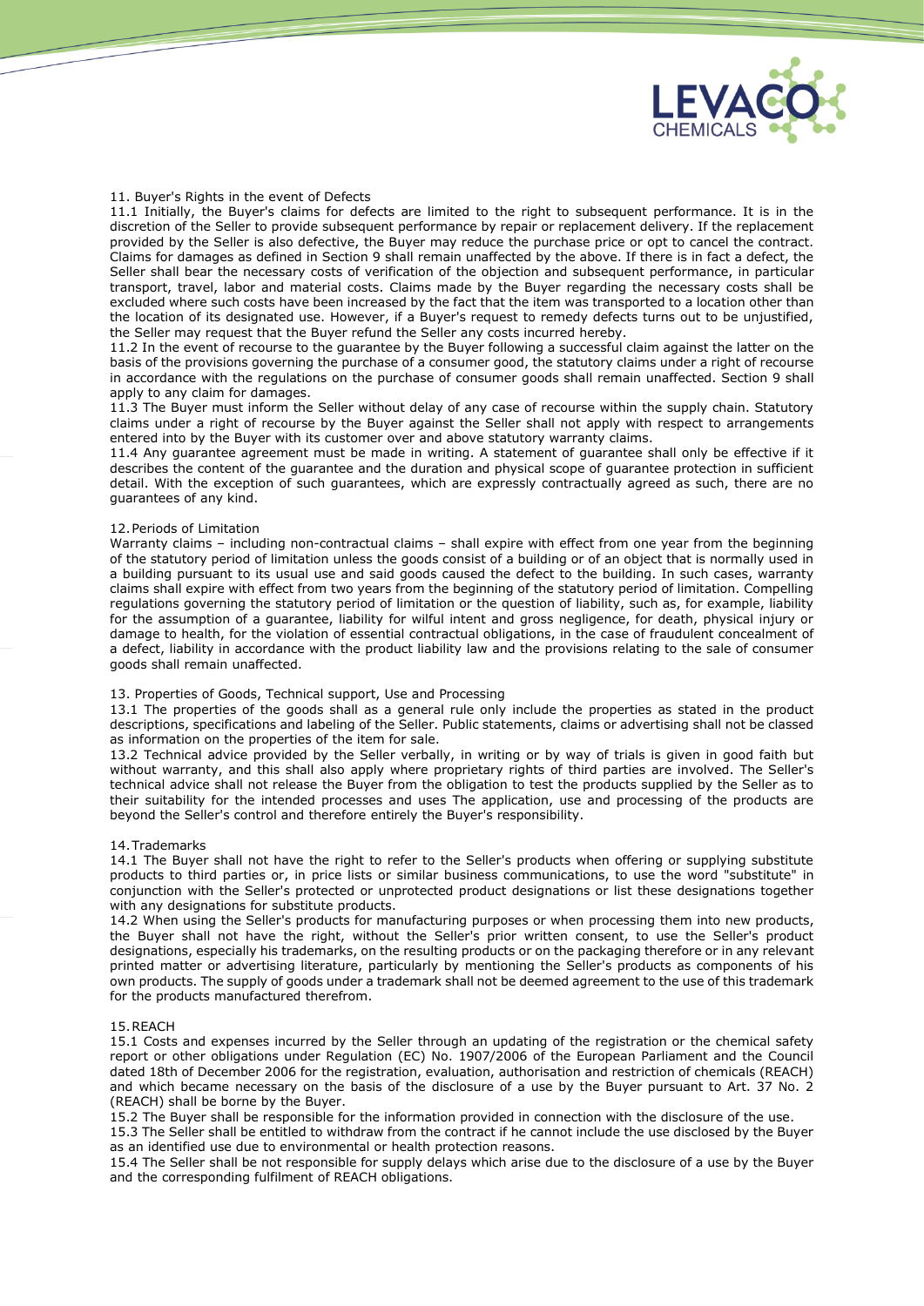## 11. Buyer's Rights in the event of Defects

11.1 Initially, the Buyer's claims for defects are limited to the right to subsequent performance. It is in the discretion of the Seller to provide subsequent performance by repair or replacement delivery. If the replacement provided by the Seller is also defective, the Buyer may reduce the purchase price or opt to cancel the contract. Claims for damages as defined in Section 9 shall remain unaffected by the above. If there is in fact a defect, the Seller shall bear the necessary costs of verification of the objection and subsequent performance, in particular transport, travel, labor and material costs. Claims made by the Buyer regarding the necessary costs shall be excluded where such costs have been increased by the fact that the item was transported to a location other than the location of its designated use. However, if a Buyer's request to remedy defects turns out to be unjustified, the Seller may request that the Buyer refund the Seller any costs incurred hereby.

11.2 In the event of recourse to the guarantee by the Buyer following a successful claim against the latter on the basis of the provisions governing the purchase of a consumer good, the statutory claims under a right of recourse in accordance with the regulations on the purchase of consumer goods shall remain unaffected. Section 9 shall apply to any claim for damages.

11.3 The Buyer must inform the Seller without delay of any case of recourse within the supply chain. Statutory claims under a right of recourse by the Buyer against the Seller shall not apply with respect to arrangements entered into by the Buyer with its customer over and above statutory warranty claims.

11.4 Any guarantee agreement must be made in writing. A statement of guarantee shall only be effective if it describes the content of the guarantee and the duration and physical scope of guarantee protection in sufficient detail. With the exception of such guarantees, which are expressly contractually agreed as such, there are no guarantees of any kind.

## 12. Periods of Limitation

Warranty claims – including non-contractual claims – shall expire with effect from one year from the beginning of the statutory period of limitation unless the goods consist of a building or of an object that is normally used in a building pursuant to its usual use and said goods caused the defect to the building. In such cases, warranty claims shall expire with effect from two years from the beginning of the statutory period of limitation. Compelling regulations governing the statutory period of limitation or the question of liability, such as, for example, liability for the assumption of a guarantee, liability for wilful intent and gross negligence, for death, physical injury or damage to health, for the violation of essential contractual obligations, in the case of fraudulent concealment of a defect, liability in accordance with the product liability law and the provisions relating to the sale of consumer goods shall remain unaffected.

## 13. Properties of Goods, Technical support, Use and Processing

13.1 The properties of the goods shall as a general rule only include the properties as stated in the product descriptions, specifications and labeling of the Seller. Public statements, claims or advertising shall not be classed as information on the properties of the item for sale.

13.2 Technical advice provided by the Seller verbally, in writing or by way of trials is given in good faith but without warranty, and this shall also apply where proprietary rights of third parties are involved. The Seller's technical advice shall not release the Buyer from the obligation to test the products supplied by the Seller as to their suitability for the intended processes and uses The application, use and processing of the products are beyond the Seller's control and therefore entirely the Buyer's responsibility.

## 14. Trademarks

14.1 The Buyer shall not have the right to refer to the Seller's products when offering or supplying substitute products to third parties or, in price lists or similar business communications, to use the word "substitute" in conjunction with the Seller's protected or unprotected product designations or list these designations together with any designations for substitute products.

14.2 When using the Seller's products for manufacturing purposes or when processing them into new products, the Buyer shall not have the right, without the Seller's prior written consent, to use the Seller's product designations, especially his trademarks, on the resulting products or on the packaging therefore or in any relevant printed matter or advertising literature, particularly by mentioning the Seller's products as components of his own products. The supply of goods under a trademark shall not be deemed agreement to the use of this trademark for the products manufactured therefrom.

## 15. REACH

15.1 Costs and expenses incurred by the Seller through an updating of the registration or the chemical safety report or other obligations under Regulation (EC) No. 1907/2006 of the European Parliament and the Council dated 18th of December 2006 for the registration, evaluation, authorisation and restriction of chemicals (REACH) and which became necessary on the basis of the disclosure of a use by the Buyer pursuant to Art. 37 No. 2 (REACH) shall be borne by the Buyer.

15.2 The Buyer shall be responsible for the information provided in connection with the disclosure of the use.

15.3 The Seller shall be entitled to withdraw from the contract if he cannot include the use disclosed by the Buyer as an identified use due to environmental or health protection reasons.

15.4 The Seller shall be not responsible for supply delays which arise due to the disclosure of a use by the Buyer and the corresponding fulfilment of REACH obligations.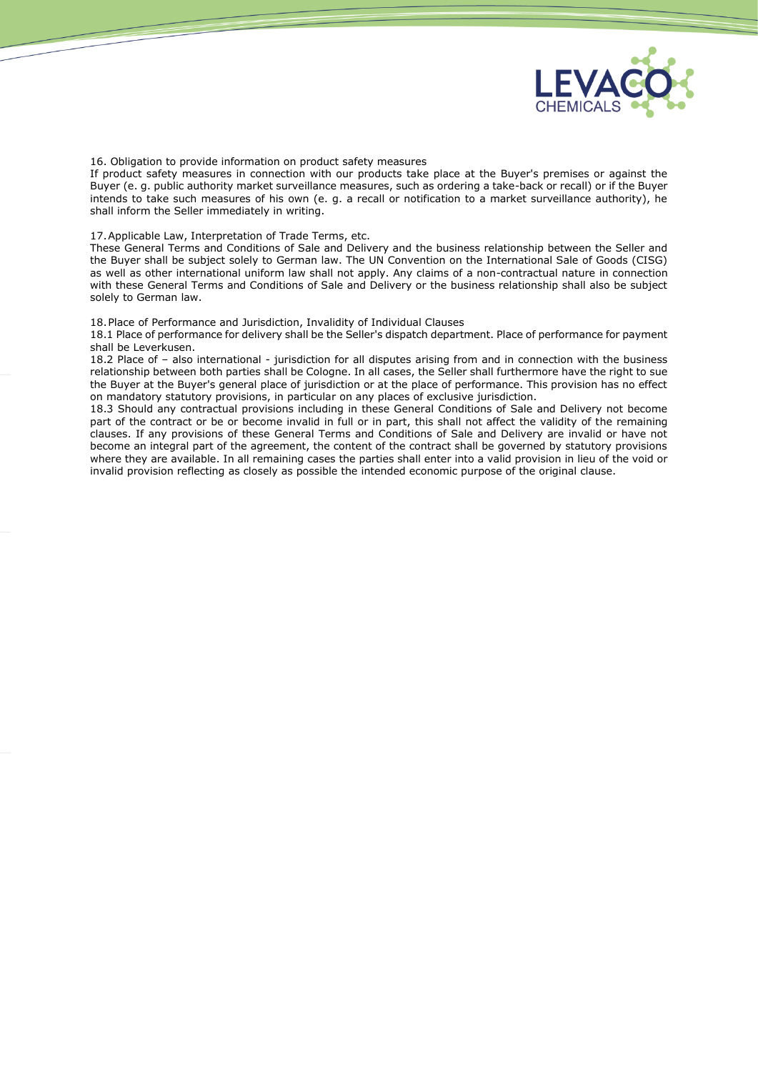## 16. Obligation to provide information on product safety measures

If product safety measures in connection with our products take place at the Buyer's premises or against the Buyer (e. g. public authority market surveillance measures, such as ordering a take-back or recall) or if the Buyer intends to take such measures of his own (e. g. a recall or notification to a market surveillance authority), he shall inform the Seller immediately in writing.

## 17. Applicable Law, Interpretation of Trade Terms, etc.

These General Terms and Conditions of Sale and Delivery and the business relationship between the Seller and the Buyer shall be subject solely to German law. The UN Convention on the International Sale of Goods (CISG) as well as other international uniform law shall not apply. Any claims of a non-contractual nature in connection with these General Terms and Conditions of Sale and Delivery or the business relationship shall also be subject solely to German law.

## 18. Place of Performance and Jurisdiction, Invalidity of Individual Clauses

18.1 Place of performance for delivery shall be the Seller's dispatch department. Place of performance for payment shall be Leverkusen.

18.2 Place of – also international - jurisdiction for all disputes arising from and in connection with the business relationship between both parties shall be Cologne. In all cases, the Seller shall furthermore have the right to sue the Buyer at the Buyer's general place of jurisdiction or at the place of performance. This provision has no effect on mandatory statutory provisions, in particular on any places of exclusive jurisdiction.

18.3 Should any contractual provisions including in these General Conditions of Sale and Delivery not become part of the contract or be or become invalid in full or in part, this shall not affect the validity of the remaining clauses. If any provisions of these General Terms and Conditions of Sale and Delivery are invalid or have not become an integral part of the agreement, the content of the contract shall be governed by statutory provisions where they are available. In all remaining cases the parties shall enter into a valid provision in lieu of the void or invalid provision reflecting as closely as possible the intended economic purpose of the original clause.